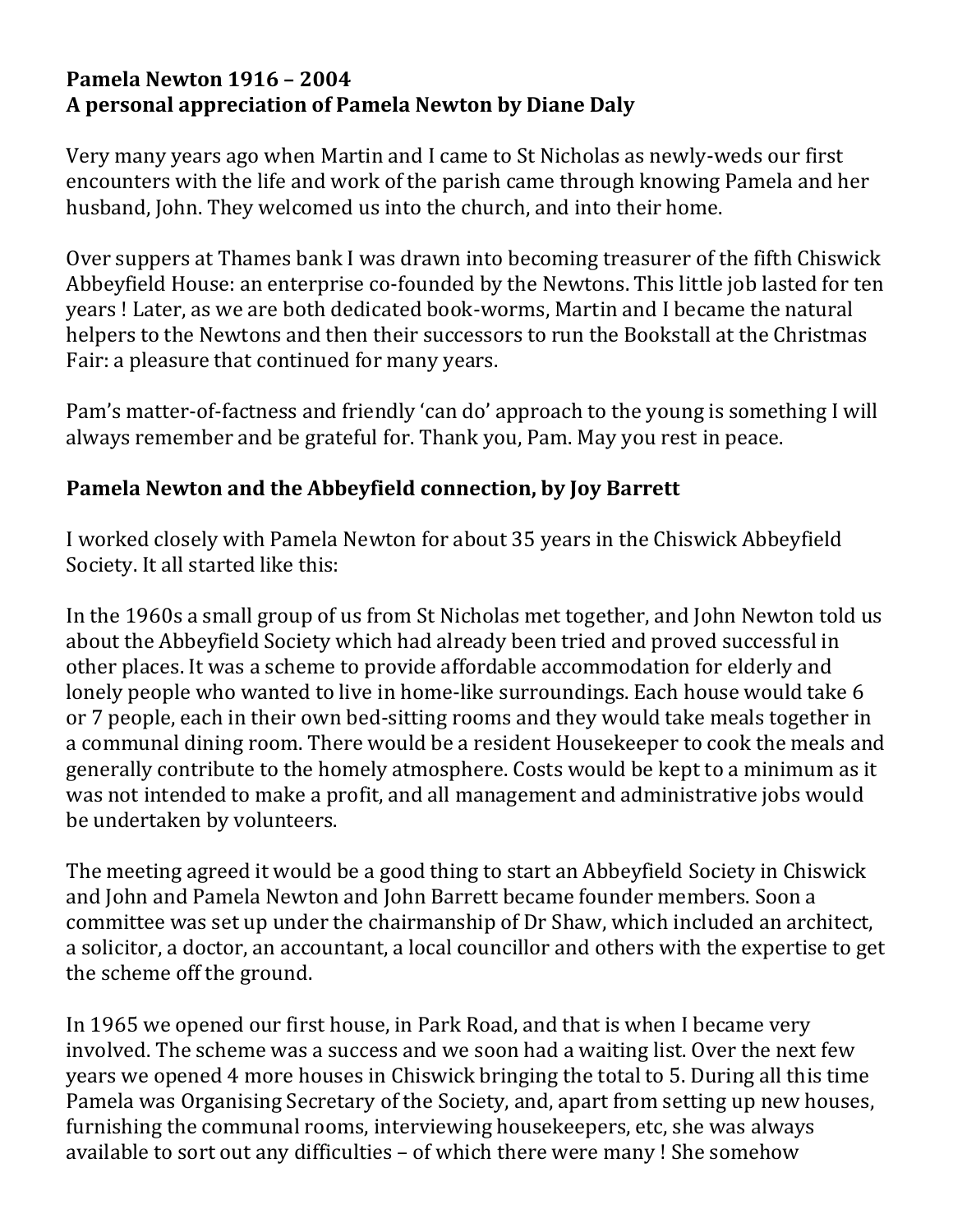**Pamela Newton 1916 – 2004**
**A personal appreciation of Pamela Newton by Diane Daly**

Very many years ago when Martin and I came to St Nicholas as newly-weds our first encounters with the life and work of the parish came through knowing Pamela and her husband, John. They welcomed us into the church, and into their home.

Over suppers at Thames bank I was drawn into becoming treasurer of the fifth Chiswick Abbeyfield House: an enterprise co-founded by the Newtons. This little job lasted for ten years ! Later, as we are both dedicated book-worms, Martin and I became the natural helpers to the Newtons and then their successors to run the Bookstall at the Christmas Fair: a pleasure that continued for many years.

Pam's matter-of-factness and friendly 'can do' approach to the young is something I will always remember and be grateful for. Thank you, Pam. May you rest in peace.

**Pamela Newton and the Abbeyfield connection, by Joy Barrett**

I worked closely with Pamela Newton for about 35 years in the Chiswick Abbeyfield Society. It all started like this:

In the 1960s a small group of us from St Nicholas met together, and John Newton told us about the Abbeyfield Society which had already been tried and proved successful in other places. It was a scheme to provide affordable accommodation for elderly and lonely people who wanted to live in home-like surroundings. Each house would take 6 or 7 people, each in their own bed-sitting rooms and they would take meals together in a communal dining room. There would be a resident Housekeeper to cook the meals and generally contribute to the homely atmosphere. Costs would be kept to a minimum as it was not intended to make a profit, and all management and administrative jobs would be undertaken by volunteers.

The meeting agreed it would be a good thing to start an Abbeyfield Society in Chiswick and John and Pamela Newton and John Barrett became founder members. Soon a committee was set up under the chairmanship of Dr Shaw, which included an architect, a solicitor, a doctor, an accountant, a local councillor and others with the expertise to get the scheme off the ground.

In 1965 we opened our first house, in Park Road, and that is when I became very involved. The scheme was a success and we soon had a waiting list. Over the next few years we opened 4 more houses in Chiswick bringing the total to 5. During all this time Pamela was Organising Secretary of the Society, and, apart from setting up new houses, furnishing the communal rooms, interviewing housekeepers, etc, she was always available to sort out any difficulties – of which there were many ! She somehow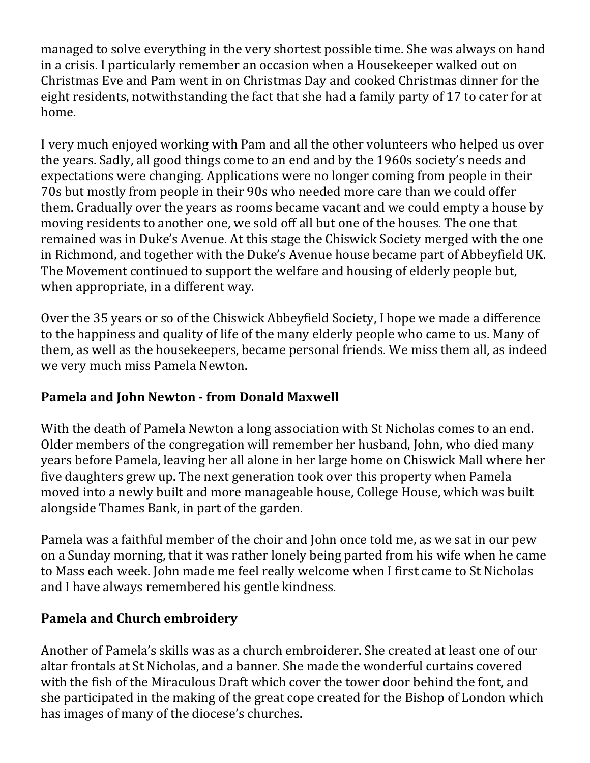managed to solve everything in the very shortest possible time. She was always on hand in a crisis. I particularly remember an occasion when a Housekeeper walked out on Christmas Eve and Pam went in on Christmas Day and cooked Christmas dinner for the eight residents, notwithstanding the fact that she had a family party of 17 to cater for at home.

I very much enjoyed working with Pam and all the other volunteers who helped us over the years. Sadly, all good things come to an end and by the 1960s society's needs and expectations were changing. Applications were no longer coming from people in their 70s but mostly from people in their 90s who needed more care than we could offer them. Gradually over the years as rooms became vacant and we could empty a house by moving residents to another one, we sold off all but one of the houses. The one that remained was in Duke's Avenue. At this stage the Chiswick Society merged with the one in Richmond, and together with the Duke's Avenue house became part of Abbeyfield UK. The Movement continued to support the welfare and housing of elderly people but, when appropriate, in a different way.

Over the 35 years or so of the Chiswick Abbeyfield Society, I hope we made a difference to the happiness and quality of life of the many elderly people who came to us. Many of them, as well as the housekeepers, became personal friends. We miss them all, as indeed we very much miss Pamela Newton.

## Pamela and John Newton - from Donald Maxwell

With the death of Pamela Newton a long association with St Nicholas comes to an end. Older members of the congregation will remember her husband, John, who died many years before Pamela, leaving her all alone in her large home on Chiswick Mall where her five daughters grew up. The next generation took over this property when Pamela moved into a newly built and more manageable house, College House, which was built alongside Thames Bank, in part of the garden.

Pamela was a faithful member of the choir and John once told me, as we sat in our pew on a Sunday morning, that it was rather lonely being parted from his wife when he came to Mass each week. John made me feel really welcome when I first came to St Nicholas and I have always remembered his gentle kindness.

## Pamela and Church embroidery

Another of Pamela's skills was as a church embroiderer. She created at least one of our altar frontals at St Nicholas, and a banner. She made the wonderful curtains covered with the fish of the Miraculous Draft which cover the tower door behind the font, and she participated in the making of the great cope created for the Bishop of London which has images of many of the diocese's churches.